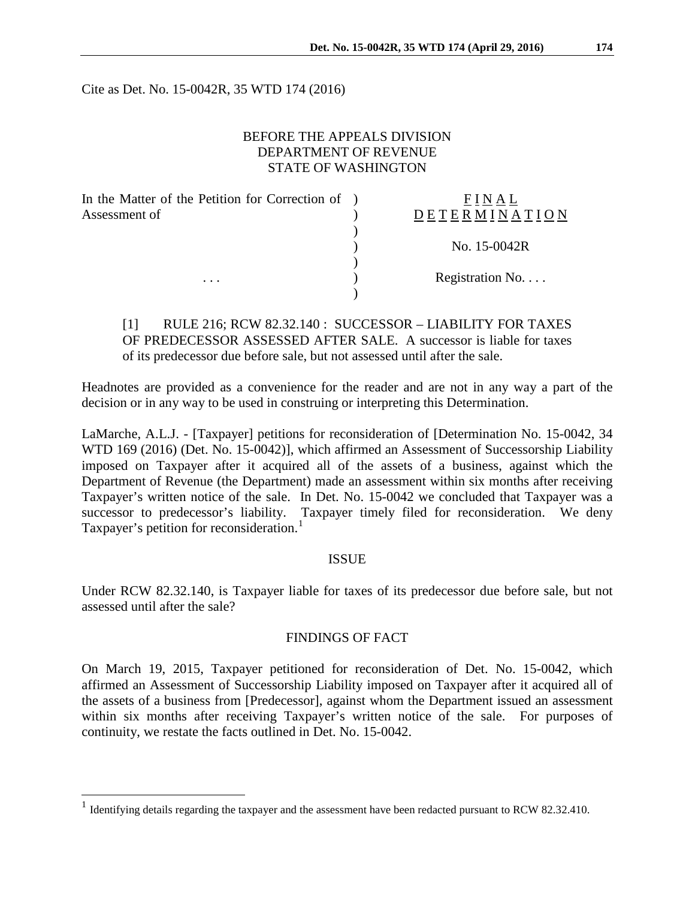Cite as Det. No. 15-0042R, 35 WTD 174 (2016)

BEFORE THE APPEALS DIVISION
DEPARTMENT OF REVENUE
STATE OF WASHINGTON

| | | |
|---|---|---|
| In the Matter of the Petition for Correction of Assessment of | ) | F I N A L D E T E R M I N A T I O N |
| | ) | |
| | ) | No. 15-0042R |
| | ) | |
| . . . | ) | Registration No. . . . |
| | ) | |

[1] RULE 216; RCW 82.32.140 : SUCCESSOR – LIABILITY FOR TAXES OF PREDECESSOR ASSESSED AFTER SALE. A successor is liable for taxes of its predecessor due before sale, but not assessed until after the sale.

Headnotes are provided as a convenience for the reader and are not in any way a part of the decision or in any way to be used in construing or interpreting this Determination.

LaMarche, A.L.J. - [Taxpayer] petitions for reconsideration of [Determination No. 15-0042, 34 WTD 169 (2016) (Det. No. 15-0042)], which affirmed an Assessment of Successorship Liability imposed on Taxpayer after it acquired all of the assets of a business, against which the Department of Revenue (the Department) made an assessment within six months after receiving Taxpayer's written notice of the sale. In Det. No. 15-0042 we concluded that Taxpayer was a successor to predecessor's liability. Taxpayer timely filed for reconsideration. We deny Taxpayer's petition for reconsideration.[1]

## ISSUE

Under RCW 82.32.140, is Taxpayer liable for taxes of its predecessor due before sale, but not assessed until after the sale?

## FINDINGS OF FACT

On March 19, 2015, Taxpayer petitioned for reconsideration of Det. No. 15-0042, which affirmed an Assessment of Successorship Liability imposed on Taxpayer after it acquired all of the assets of a business from [Predecessor], against whom the Department issued an assessment within six months after receiving Taxpayer's written notice of the sale. For purposes of continuity, we restate the facts outlined in Det. No. 15-0042.

---

[1] Identifying details regarding the taxpayer and the assessment have been redacted pursuant to RCW 82.32.410.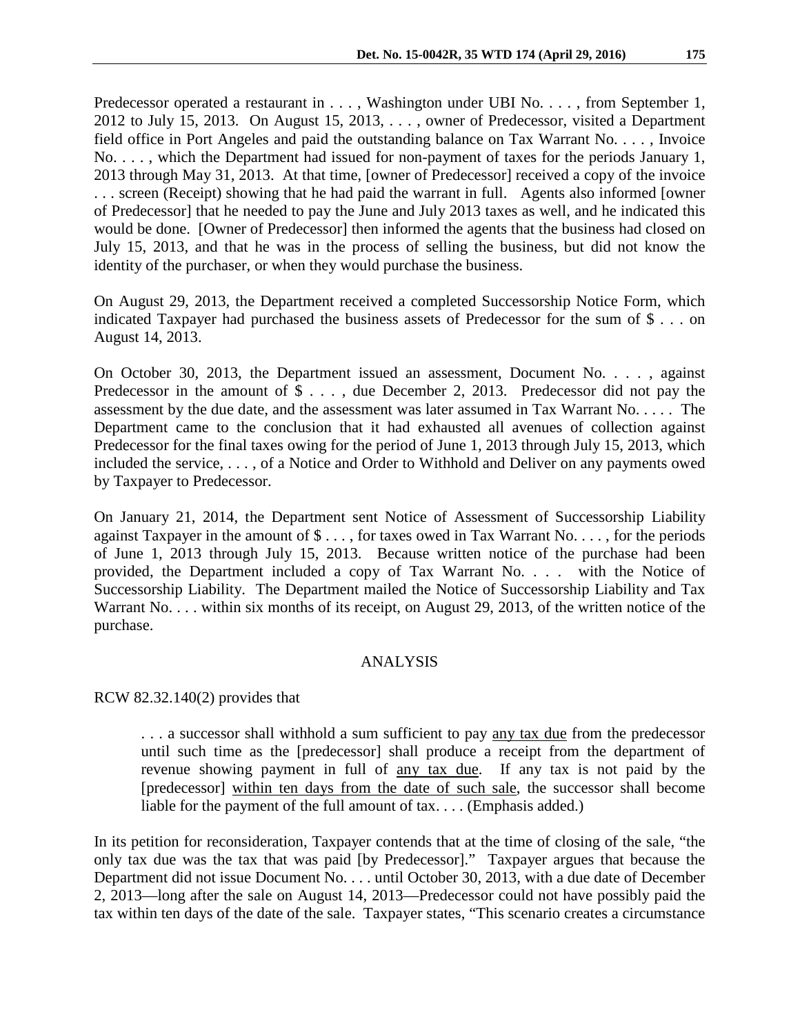Predecessor operated a restaurant in . . . , Washington under UBI No. . . . , from September 1, 2012 to July 15, 2013. On August 15, 2013, . . . , owner of Predecessor, visited a Department field office in Port Angeles and paid the outstanding balance on Tax Warrant No. . . . , Invoice No. . . . , which the Department had issued for non-payment of taxes for the periods January 1, 2013 through May 31, 2013. At that time, [owner of Predecessor] received a copy of the invoice . . . screen (Receipt) showing that he had paid the warrant in full. Agents also informed [owner of Predecessor] that he needed to pay the June and July 2013 taxes as well, and he indicated this would be done. [Owner of Predecessor] then informed the agents that the business had closed on July 15, 2013, and that he was in the process of selling the business, but did not know the identity of the purchaser, or when they would purchase the business.

On August 29, 2013, the Department received a completed Successorship Notice Form, which indicated Taxpayer had purchased the business assets of Predecessor for the sum of $ . . . on August 14, 2013.

On October 30, 2013, the Department issued an assessment, Document No. . . . , against Predecessor in the amount of $ . . . , due December 2, 2013. Predecessor did not pay the assessment by the due date, and the assessment was later assumed in Tax Warrant No. . . . . The Department came to the conclusion that it had exhausted all avenues of collection against Predecessor for the final taxes owing for the period of June 1, 2013 through July 15, 2013, which included the service, . . . , of a Notice and Order to Withhold and Deliver on any payments owed by Taxpayer to Predecessor.

On January 21, 2014, the Department sent Notice of Assessment of Successorship Liability against Taxpayer in the amount of $ . . . , for taxes owed in Tax Warrant No. . . . , for the periods of June 1, 2013 through July 15, 2013. Because written notice of the purchase had been provided, the Department included a copy of Tax Warrant No. . . . with the Notice of Successorship Liability. The Department mailed the Notice of Successorship Liability and Tax Warrant No. . . . within six months of its receipt, on August 29, 2013, of the written notice of the purchase.

## ANALYSIS

RCW 82.32.140(2) provides that

> . . . a successor shall withhold a sum sufficient to pay <u>any tax due</u> from the predecessor until such time as the [predecessor] shall produce a receipt from the department of revenue showing payment in full of <u>any tax due</u>. If any tax is not paid by the [predecessor] <u>within ten days from the date of such sale</u>, the successor shall become liable for the payment of the full amount of tax. . . . (Emphasis added.)

In its petition for reconsideration, Taxpayer contends that at the time of closing of the sale, "the only tax due was the tax that was paid [by Predecessor]." Taxpayer argues that because the Department did not issue Document No. . . . until October 30, 2013, with a due date of December 2, 2013—long after the sale on August 14, 2013—Predecessor could not have possibly paid the tax within ten days of the date of the sale. Taxpayer states, "This scenario creates a circumstance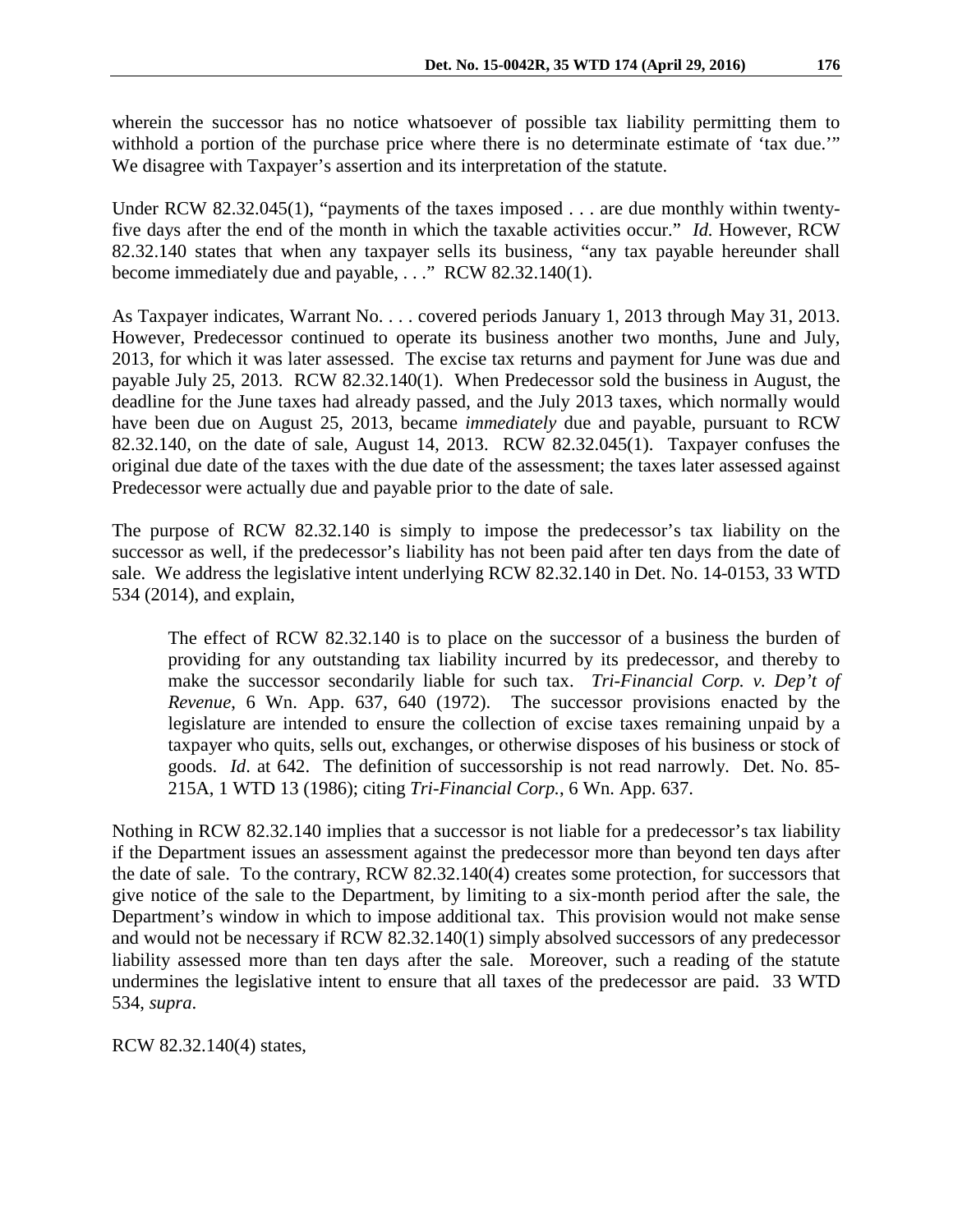wherein the successor has no notice whatsoever of possible tax liability permitting them to withhold a portion of the purchase price where there is no determinate estimate of 'tax due.'" We disagree with Taxpayer's assertion and its interpretation of the statute.

Under RCW 82.32.045(1), "payments of the taxes imposed . . . are due monthly within twenty-five days after the end of the month in which the taxable activities occur." *Id.* However, RCW 82.32.140 states that when any taxpayer sells its business, "any tax payable hereunder shall become immediately due and payable, . . ." RCW 82.32.140(1).

As Taxpayer indicates, Warrant No. . . . covered periods January 1, 2013 through May 31, 2013. However, Predecessor continued to operate its business another two months, June and July, 2013, for which it was later assessed. The excise tax returns and payment for June was due and payable July 25, 2013. RCW 82.32.140(1). When Predecessor sold the business in August, the deadline for the June taxes had already passed, and the July 2013 taxes, which normally would have been due on August 25, 2013, became *immediately* due and payable, pursuant to RCW 82.32.140, on the date of sale, August 14, 2013. RCW 82.32.045(1). Taxpayer confuses the original due date of the taxes with the due date of the assessment; the taxes later assessed against Predecessor were actually due and payable prior to the date of sale.

The purpose of RCW 82.32.140 is simply to impose the predecessor's tax liability on the successor as well, if the predecessor's liability has not been paid after ten days from the date of sale. We address the legislative intent underlying RCW 82.32.140 in Det. No. 14-0153, 33 WTD 534 (2014), and explain,

> The effect of RCW 82.32.140 is to place on the successor of a business the burden of providing for any outstanding tax liability incurred by its predecessor, and thereby to make the successor secondarily liable for such tax. *Tri-Financial Corp. v. Dep't of Revenue*, 6 Wn. App. 637, 640 (1972). The successor provisions enacted by the legislature are intended to ensure the collection of excise taxes remaining unpaid by a taxpayer who quits, sells out, exchanges, or otherwise disposes of his business or stock of goods. *Id*. at 642. The definition of successorship is not read narrowly. Det. No. 85-215A, 1 WTD 13 (1986); citing *Tri-Financial Corp.*, 6 Wn. App. 637.

Nothing in RCW 82.32.140 implies that a successor is not liable for a predecessor's tax liability if the Department issues an assessment against the predecessor more than beyond ten days after the date of sale. To the contrary, RCW 82.32.140(4) creates some protection, for successors that give notice of the sale to the Department, by limiting to a six-month period after the sale, the Department's window in which to impose additional tax. This provision would not make sense and would not be necessary if RCW 82.32.140(1) simply absolved successors of any predecessor liability assessed more than ten days after the sale. Moreover, such a reading of the statute undermines the legislative intent to ensure that all taxes of the predecessor are paid. 33 WTD 534, *supra*.

RCW 82.32.140(4) states,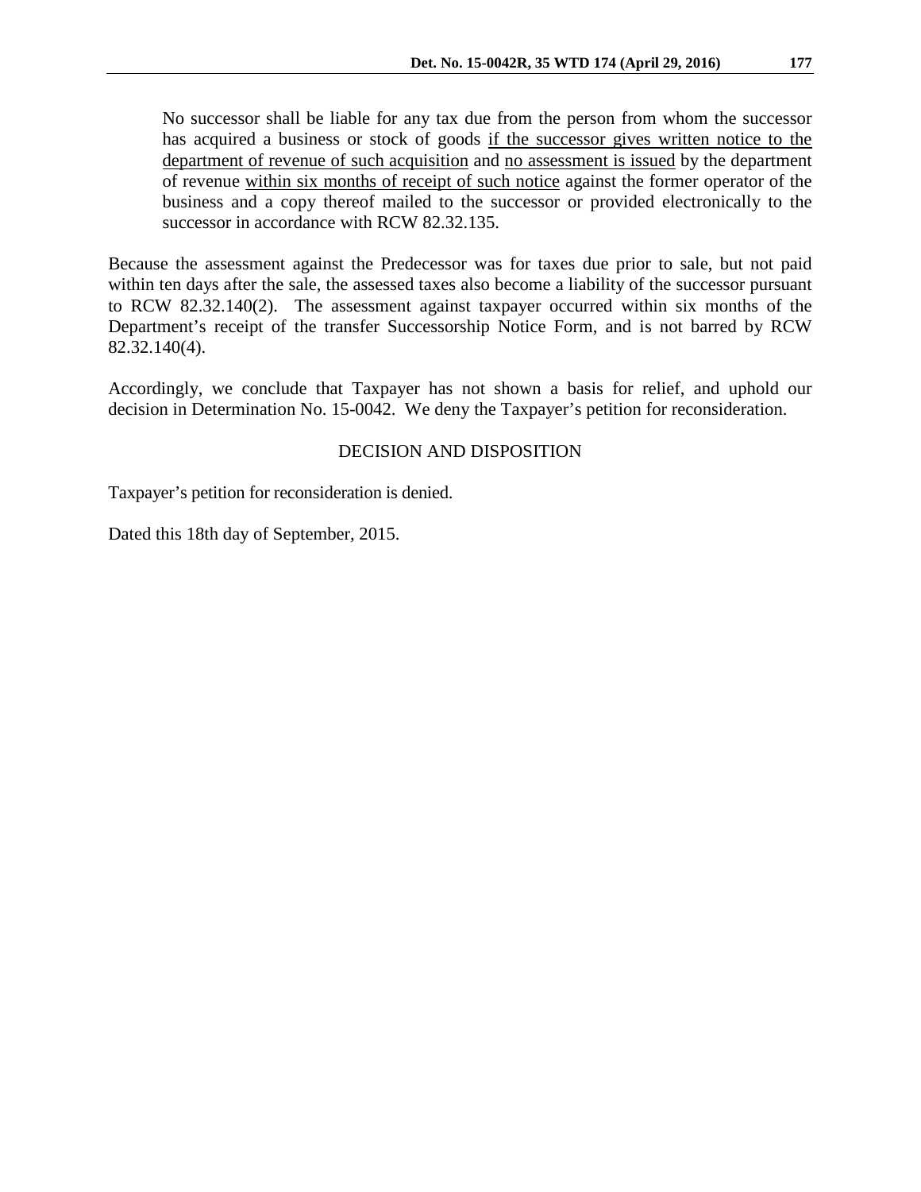> No successor shall be liable for any tax due from the person from whom the successor has acquired a business or stock of goods <u>if the successor gives written notice to the department of revenue of such acquisition</u> and <u>no assessment is issued</u> by the department of revenue <u>within six months of receipt of such notice</u> against the former operator of the business and a copy thereof mailed to the successor or provided electronically to the successor in accordance with RCW 82.32.135.

Because the assessment against the Predecessor was for taxes due prior to sale, but not paid within ten days after the sale, the assessed taxes also become a liability of the successor pursuant to RCW 82.32.140(2). The assessment against taxpayer occurred within six months of the Department's receipt of the transfer Successorship Notice Form, and is not barred by RCW 82.32.140(4).

Accordingly, we conclude that Taxpayer has not shown a basis for relief, and uphold our decision in Determination No. 15-0042. We deny the Taxpayer's petition for reconsideration.

## DECISION AND DISPOSITION

Taxpayer's petition for reconsideration is denied.

Dated this 18th day of September, 2015.